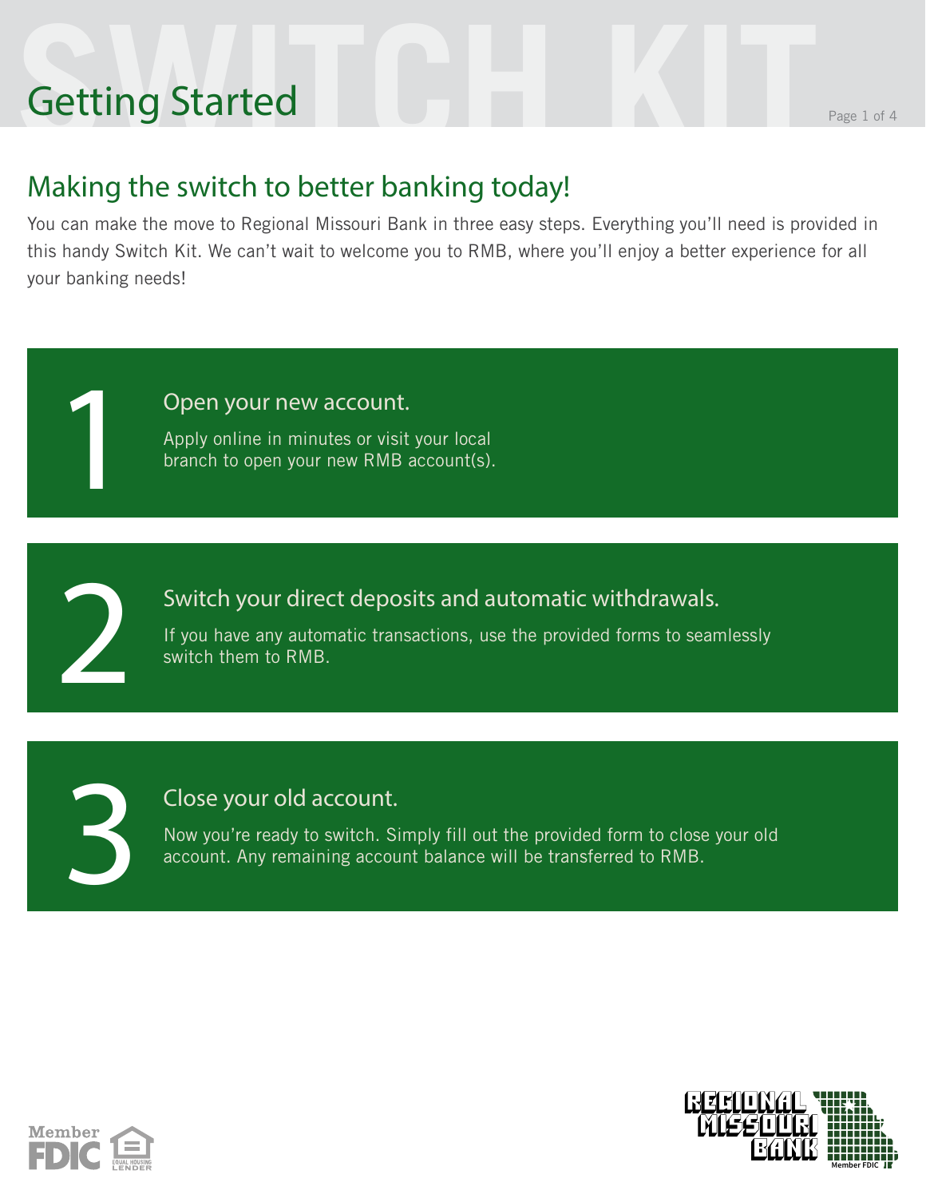# Getting Started

## Making the switch to better banking today!

You can make the move to Regional Missouri Bank in three easy steps. Everything you'll need is provided in this handy Switch Kit. We can't wait to welcome you to RMB, where you'll enjoy a better experience for all your banking needs!

### 1 Open your new account.

Apply online in minutes or visit your local branch to open your new RMB account(s).

### 2 Switch your direct deposits and automatic withdrawals.

If you have any automatic transactions, use the provided forms to seamlessly switch them to RMB.

### 3 Close your old account.

Now you're ready to switch. Simply fill out the provided form to close your old account. Any remaining account balance will be transferred to RMB.

Member FDIC | Equal Housing Lender

Regional Missouri Bank — Member FDIC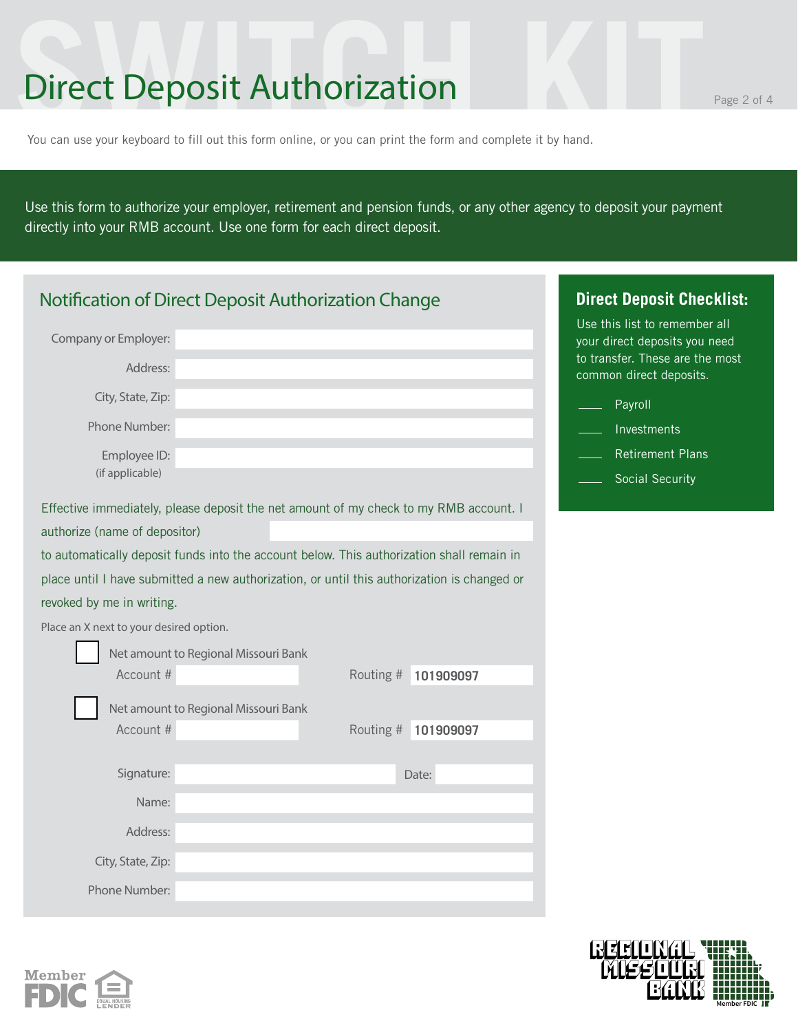# Direct Deposit Authorization

You can use your keyboard to fill out this form online, or you can print the form and complete it by hand.

Use this form to authorize your employer, retirement and pension funds, or any other agency to deposit your payment directly into your RMB account. Use one form for each direct deposit.

## Notification of Direct Deposit Authorization Change

Company or Employer: \_\_\_\_\_\_\_\_\_\_

Address: \_\_\_\_\_\_\_\_\_\_

City, State, Zip: \_\_\_\_\_\_\_\_\_\_

Phone Number: \_\_\_\_\_\_\_\_\_\_

Employee ID: (if applicable) \_\_\_\_\_\_\_\_\_\_

Effective immediately, please deposit the net amount of my check to my RMB account. I authorize (name of depositor) \_\_\_\_\_\_\_\_\_\_ to automatically deposit funds into the account below. This authorization shall remain in place until I have submitted a new authorization, or until this authorization is changed or revoked by me in writing.

Place an X next to your desired option.

☐ Net amount to Regional Missouri Bank
Account # \_\_\_\_\_\_\_\_\_\_ Routing # 101909097

☐ Net amount to Regional Missouri Bank
Account # \_\_\_\_\_\_\_\_\_\_ Routing # 101909097

Signature: \_\_\_\_\_\_\_\_\_\_ Date: \_\_\_\_\_\_\_\_\_\_

Name: \_\_\_\_\_\_\_\_\_\_

Address: \_\_\_\_\_\_\_\_\_\_

City, State, Zip: \_\_\_\_\_\_\_\_\_\_

Phone Number: \_\_\_\_\_\_\_\_\_\_

### Direct Deposit Checklist:

Use this list to remember all your direct deposits you need to transfer. These are the most common direct deposits.

\_\_\_\_ Payroll

\_\_\_\_ Investments

\_\_\_\_ Retirement Plans

\_\_\_\_ Social Security

Member FDIC | Equal Housing Lender

Regional Missouri Bank — Member FDIC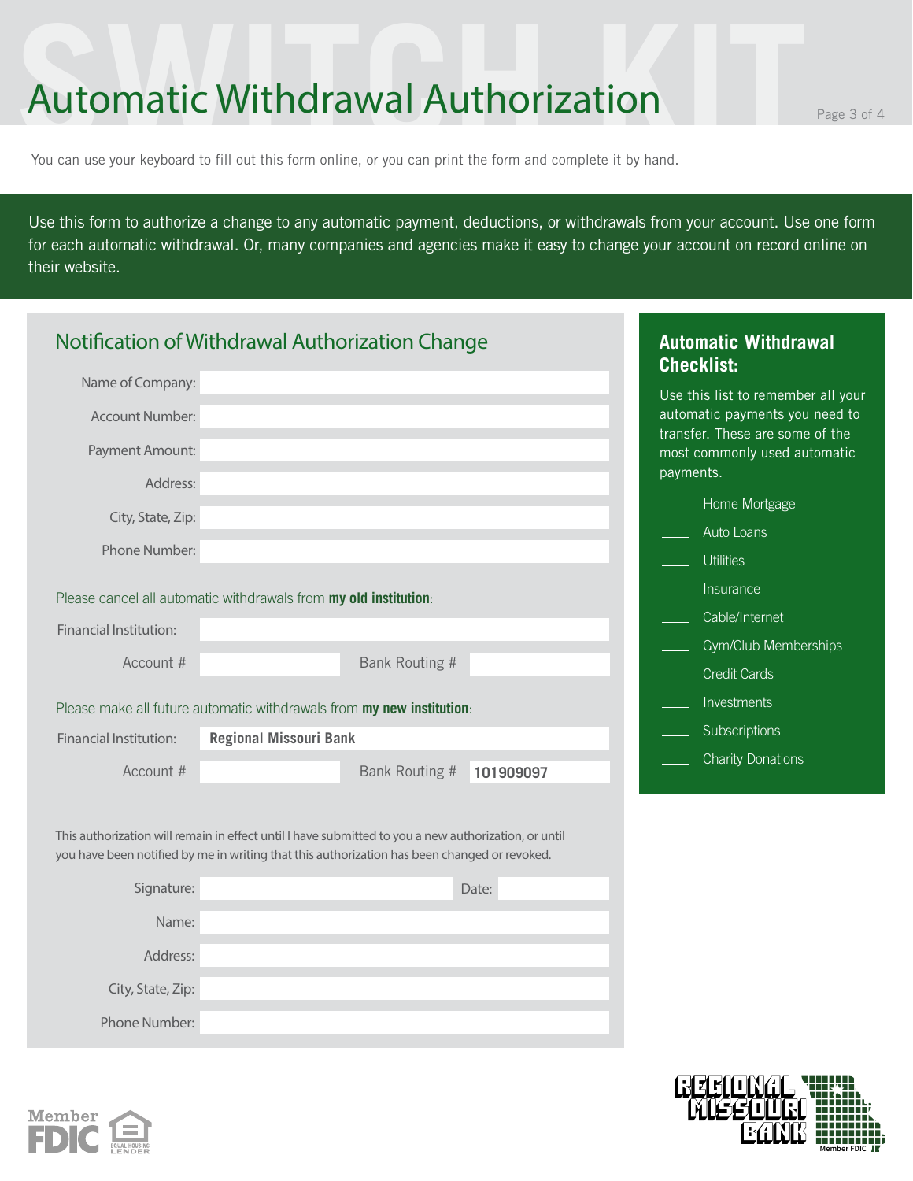# Automatic Withdrawal Authorization

You can use your keyboard to fill out this form online, or you can print the form and complete it by hand.

Use this form to authorize a change to any automatic payment, deductions, or withdrawals from your account. Use one form for each automatic withdrawal. Or, many companies and agencies make it easy to change your account on record online on their website.

## Notification of Withdrawal Authorization Change

Name of Company:

Account Number:

Payment Amount:

Address:

City, State, Zip:

Phone Number:

Please cancel all automatic withdrawals from **my old institution**:

Financial Institution:

Account #                Bank Routing #

Please make all future automatic withdrawals from **my new institution**:

Financial Institution: **Regional Missouri Bank**

Account #                Bank Routing # **101909097**

This authorization will remain in effect until I have submitted to you a new authorization, or until you have been notified by me in writing that this authorization has been changed or revoked.

Signature:                Date:

Name:

Address:

City, State, Zip:

Phone Number:

### Automatic Withdrawal Checklist:

Use this list to remember all your automatic payments you need to transfer. These are some of the most commonly used automatic payments.

- ____ Home Mortgage
- ____ Auto Loans
- ____ Utilities
- ____ Insurance
- ____ Cable/Internet
- ____ Gym/Club Memberships
- ____ Credit Cards
- ____ Investments
- ____ Subscriptions
- ____ Charity Donations

Member FDIC

Equal Housing Lender

Regional Missouri Bank

Member FDIC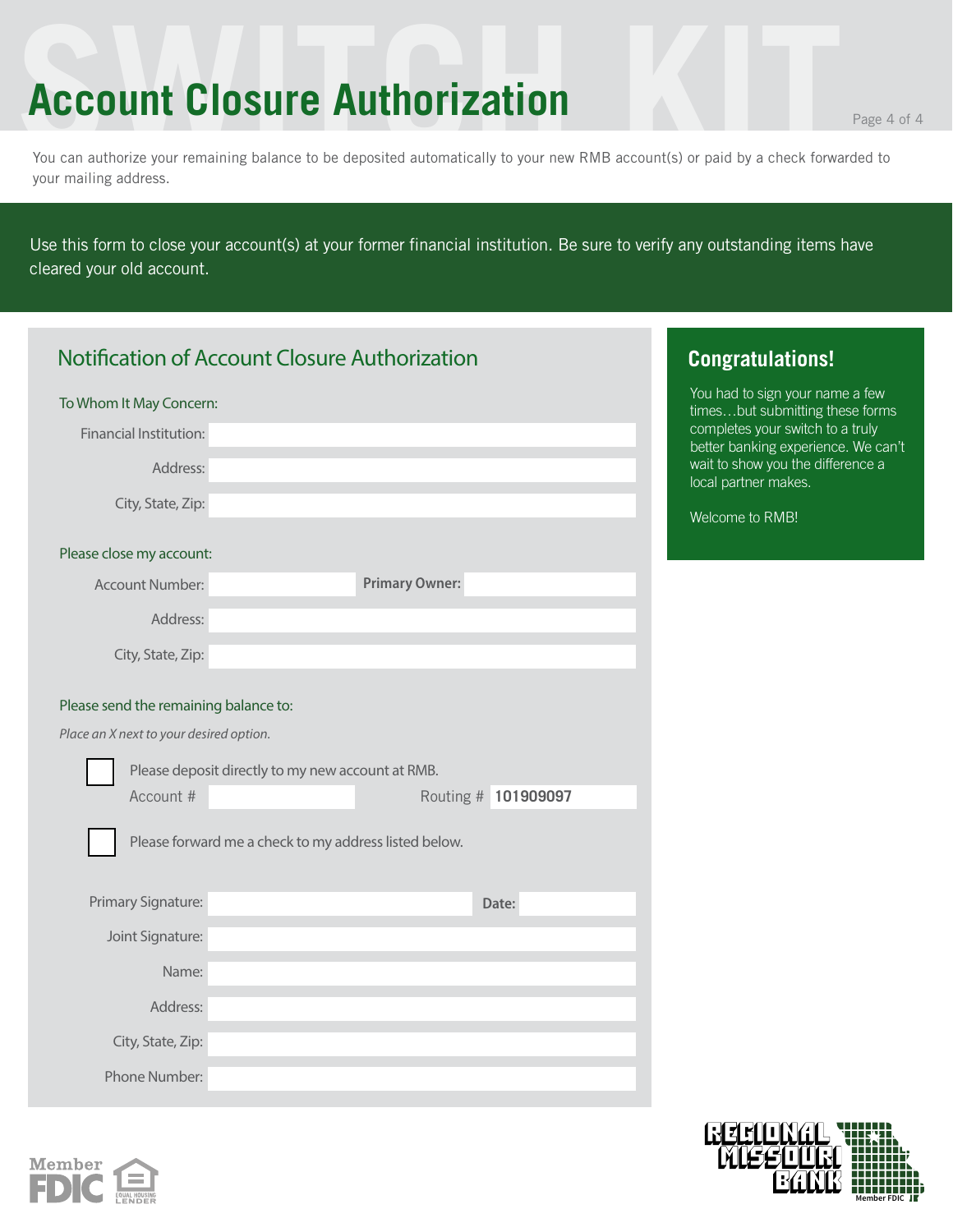# Account Closure Authorization

You can authorize your remaining balance to be deposited automatically to your new RMB account(s) or paid by a check forwarded to your mailing address.

Use this form to close your account(s) at your former financial institution. Be sure to verify any outstanding items have cleared your old account.

## Notification of Account Closure Authorization

To Whom It May Concern:

Financial Institution:

Address:

City, State, Zip:

Please close my account:

Account Number: **Primary Owner:**

Address:

City, State, Zip:

Please send the remaining balance to:

*Place an X next to your desired option.*

☐ Please deposit directly to my new account at RMB.

Account # Routing # **101909097**

☐ Please forward me a check to my address listed below.

Primary Signature: **Date:**

Joint Signature:

Name:

Address:

City, State, Zip:

Phone Number:

## Congratulations!

You had to sign your name a few times…but submitting these forms completes your switch to a truly better banking experience. We can't wait to show you the difference a local partner makes.

Welcome to RMB!

Member FDIC

EQUAL HOUSING LENDER

REGIONAL MISSOURI BANK

Member FDIC